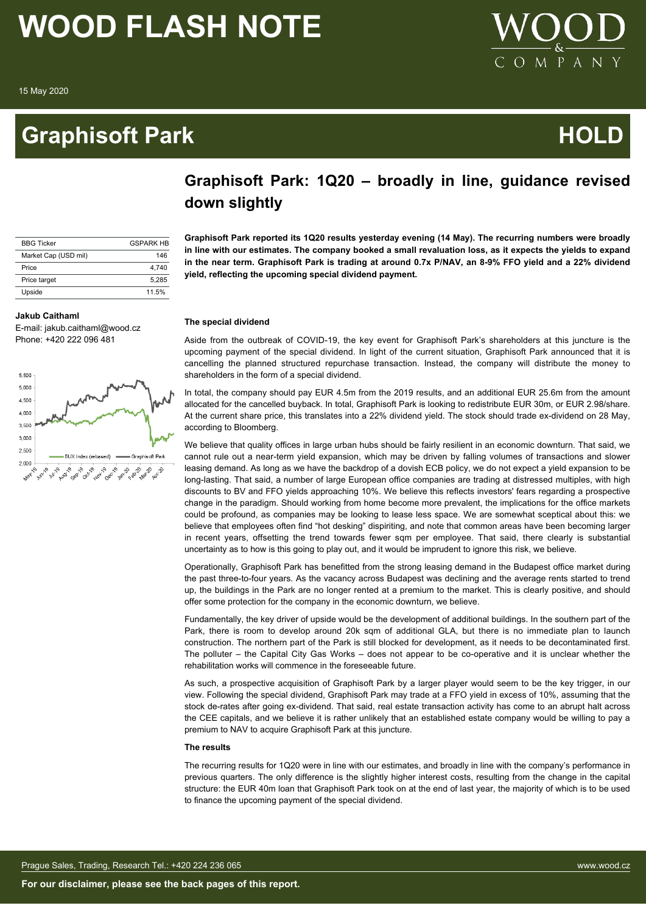# WOOD FLASH NOTE

15 May 2020

# Graphisoft Park

**HOLD**

## Graphisoft Park: 1Q20 – broadly in line, guidance revised down slightly

| BBG Ticker | GSPARK HB |
| --- | --- |
| Market Cap (USD mil) | 146 |
| Price | 4,740 |
| Price target | 5,285 |
| Upside | 11.5% |

**Jakub Caithaml**
E-mail: jakub.caithaml@wood.cz
Phone: +420 222 096 481

**Graphisoft Park reported its 1Q20 results yesterday evening (14 May). The recurring numbers were broadly in line with our estimates. The company booked a small revaluation loss, as it expects the yields to expand in the near term. Graphisoft Park is trading at around 0.7x P/NAV, an 8-9% FFO yield and a 22% dividend yield, reflecting the upcoming special dividend payment.**

**The special dividend**

Aside from the outbreak of COVID-19, the key event for Graphisoft Park's shareholders at this juncture is the upcoming payment of the special dividend. In light of the current situation, Graphisoft Park announced that it is cancelling the planned structured repurchase transaction. Instead, the company will distribute the money to shareholders in the form of a special dividend.

In total, the company should pay EUR 4.5m from the 2019 results, and an additional EUR 25.6m from the amount allocated for the cancelled buyback. In total, Graphisoft Park is looking to redistribute EUR 30m, or EUR 2.98/share. At the current share price, this translates into a 22% dividend yield. The stock should trade ex-dividend on 28 May, according to Bloomberg.

We believe that quality offices in large urban hubs should be fairly resilient in an economic downturn. That said, we cannot rule out a near-term yield expansion, which may be driven by falling volumes of transactions and slower leasing demand. As long as we have the backdrop of a dovish ECB policy, we do not expect a yield expansion to be long-lasting. That said, a number of large European office companies are trading at distressed multiples, with high discounts to BV and FFO yields approaching 10%. We believe this reflects investors' fears regarding a prospective change in the paradigm. Should working from home become more prevalent, the implications for the office markets could be profound, as companies may be looking to lease less space. We are somewhat sceptical about this: we believe that employees often find "hot desking" dispiriting, and note that common areas have been becoming larger in recent years, offsetting the trend towards fewer sqm per employee. That said, there clearly is substantial uncertainty as to how is this going to play out, and it would be imprudent to ignore this risk, we believe.

Operationally, Graphisoft Park has benefitted from the strong leasing demand in the Budapest office market during the past three-to-four years. As the vacancy across Budapest was declining and the average rents started to trend up, the buildings in the Park are no longer rented at a premium to the market. This is clearly positive, and should offer some protection for the company in the economic downturn, we believe.

Fundamentally, the key driver of upside would be the development of additional buildings. In the southern part of the Park, there is room to develop around 20k sqm of additional GLA, but there is no immediate plan to launch construction. The northern part of the Park is still blocked for development, as it needs to be decontaminated first. The polluter – the Capital City Gas Works – does not appear to be co-operative and it is unclear whether the rehabilitation works will commence in the foreseeable future.

As such, a prospective acquisition of Graphisoft Park by a larger player would seem to be the key trigger, in our view. Following the special dividend, Graphisoft Park may trade at a FFO yield in excess of 10%, assuming that the stock de-rates after going ex-dividend. That said, real estate transaction activity has come to an abrupt halt across the CEE capitals, and we believe it is rather unlikely that an established estate company would be willing to pay a premium to NAV to acquire Graphisoft Park at this juncture.

**The results**

The recurring results for 1Q20 were in line with our estimates, and broadly in line with the company's performance in previous quarters. The only difference is the slightly higher interest costs, resulting from the change in the capital structure: the EUR 40m loan that Graphisoft Park took on at the end of last year, the majority of which is to be used to finance the upcoming payment of the special dividend.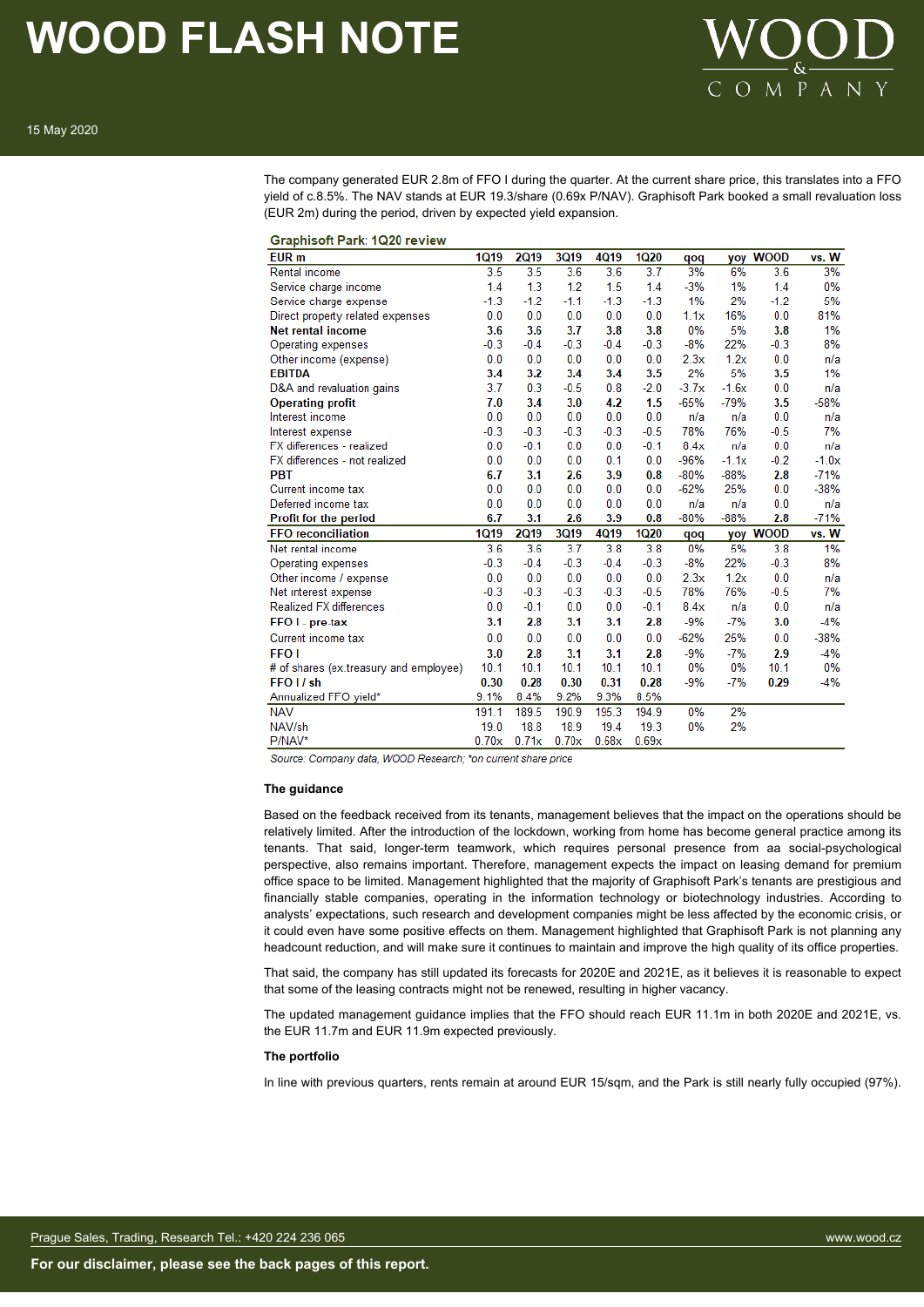The company generated EUR 2.8m of FFO I during the quarter. At the current share price, this translates into a FFO yield of c.8.5%. The NAV stands at EUR 19.3/share (0.69x P/NAV). Graphisoft Park booked a small revaluation loss (EUR 2m) during the period, driven by expected yield expansion.

**Graphisoft Park: 1Q20 review**

| EUR m | 1Q19 | 2Q19 | 3Q19 | 4Q19 | 1Q20 | qoq | yoy | WOOD | vs. W |
|---|---|---|---|---|---|---|---|---|---|
| Rental income | 3.5 | 3.5 | 3.6 | 3.6 | 3.7 | 3% | 6% | 3.6 | 3% |
| Service charge income | 1.4 | 1.3 | 1.2 | 1.5 | 1.4 | -3% | 1% | 1.4 | 0% |
| Service charge expense | -1.3 | -1.2 | -1.1 | -1.3 | -1.3 | 1% | 2% | -1.2 | 5% |
| Direct property related expenses | 0.0 | 0.0 | 0.0 | 0.0 | 0.0 | 1.1x | 16% | 0.0 | 81% |
| **Net rental income** | **3.6** | **3.6** | **3.7** | **3.8** | **3.8** | 0% | 5% | **3.8** | 1% |
| Operating expenses | -0.3 | -0.4 | -0.3 | -0.4 | -0.3 | -8% | 22% | -0.3 | 8% |
| Other income (expense) | 0.0 | 0.0 | 0.0 | 0.0 | 0.0 | 2.3x | 1.2x | 0.0 | n/a |
| **EBITDA** | **3.4** | **3.2** | **3.4** | **3.4** | **3.5** | 2% | 5% | **3.5** | 1% |
| D&A and revaluation gains | 3.7 | 0.3 | -0.5 | 0.8 | -2.0 | -3.7x | -1.6x | 0.0 | n/a |
| **Operating profit** | **7.0** | **3.4** | **3.0** | **4.2** | **1.5** | -65% | -79% | **3.5** | -58% |
| Interest income | 0.0 | 0.0 | 0.0 | 0.0 | 0.0 | n/a | n/a | 0.0 | n/a |
| Interest expense | -0.3 | -0.3 | -0.3 | -0.3 | -0.5 | 78% | 76% | -0.5 | 7% |
| FX differences - realized | 0.0 | -0.1 | 0.0 | 0.0 | -0.1 | 8.4x | n/a | 0.0 | n/a |
| FX differences - not realized | 0.0 | 0.0 | 0.0 | 0.1 | 0.0 | -96% | -1.1x | -0.2 | -1.0x |
| **PBT** | **6.7** | **3.1** | **2.6** | **3.9** | **0.8** | -80% | -88% | **2.8** | -71% |
| Current income tax | 0.0 | 0.0 | 0.0 | 0.0 | 0.0 | -62% | 25% | 0.0 | -38% |
| Deferred income tax | 0.0 | 0.0 | 0.0 | 0.0 | 0.0 | n/a | n/a | 0.0 | n/a |
| **Profit for the period** | **6.7** | **3.1** | **2.6** | **3.9** | **0.8** | -80% | -88% | **2.8** | -71% |
| **FFO reconciliation** | **1Q19** | **2Q19** | **3Q19** | **4Q19** | **1Q20** | **qoq** | **yoy** | **WOOD** | **vs. W** |
| Net rental income | 3.6 | 3.6 | 3.7 | 3.8 | 3.8 | 0% | 5% | 3.8 | 1% |
| Operating expenses | -0.3 | -0.4 | -0.3 | -0.4 | -0.3 | -8% | 22% | -0.3 | 8% |
| Other income / expense | 0.0 | 0.0 | 0.0 | 0.0 | 0.0 | 2.3x | 1.2x | 0.0 | n/a |
| Net interest expense | -0.3 | -0.3 | -0.3 | -0.3 | -0.5 | 78% | 76% | -0.5 | 7% |
| Realized FX differences | 0.0 | -0.1 | 0.0 | 0.0 | -0.1 | 8.4x | n/a | 0.0 | n/a |
| **FFO I - pre-tax** | **3.1** | **2.8** | **3.1** | **3.1** | **2.8** | -9% | -7% | **3.0** | -4% |
| Current income tax | 0.0 | 0.0 | 0.0 | 0.0 | 0.0 | -62% | 25% | 0.0 | -38% |
| **FFO I** | **3.0** | **2.8** | **3.1** | **3.1** | **2.8** | -9% | -7% | **2.9** | -4% |
| # of shares (ex.treasury and employee) | 10.1 | 10.1 | 10.1 | 10.1 | 10.1 | 0% | 0% | 10.1 | 0% |
| **FFO I / sh** | **0.30** | **0.28** | **0.30** | **0.31** | **0.28** | -9% | -7% | **0.29** | -4% |
| Annualized FFO yield* | 9.1% | 8.4% | 9.2% | 9.3% | 8.5% | | | | |
| NAV | 191.1 | 189.5 | 190.9 | 195.3 | 194.9 | 0% | 2% | | |
| NAV/sh | 19.0 | 18.8 | 18.9 | 19.4 | 19.3 | 0% | 2% | | |
| P/NAV* | 0.70x | 0.71x | 0.70x | 0.68x | 0.69x | | | | |

*Source: Company data, WOOD Research; *on current share price*

**The guidance**

Based on the feedback received from its tenants, management believes that the impact on the operations should be relatively limited. After the introduction of the lockdown, working from home has become general practice among its tenants. That said, longer-term teamwork, which requires personal presence from aa social-psychological perspective, also remains important. Therefore, management expects the impact on leasing demand for premium office space to be limited. Management highlighted that the majority of Graphisoft Park's tenants are prestigious and financially stable companies, operating in the information technology or biotechnology industries. According to analysts' expectations, such research and development companies might be less affected by the economic crisis, or it could even have some positive effects on them. Management highlighted that Graphisoft Park is not planning any headcount reduction, and will make sure it continues to maintain and improve the high quality of its office properties.

That said, the company has still updated its forecasts for 2020E and 2021E, as it believes it is reasonable to expect that some of the leasing contracts might not be renewed, resulting in higher vacancy.

The updated management guidance implies that the FFO should reach EUR 11.1m in both 2020E and 2021E, vs. the EUR 11.7m and EUR 11.9m expected previously.

**The portfolio**

In line with previous quarters, rents remain at around EUR 15/sqm, and the Park is still nearly fully occupied (97%).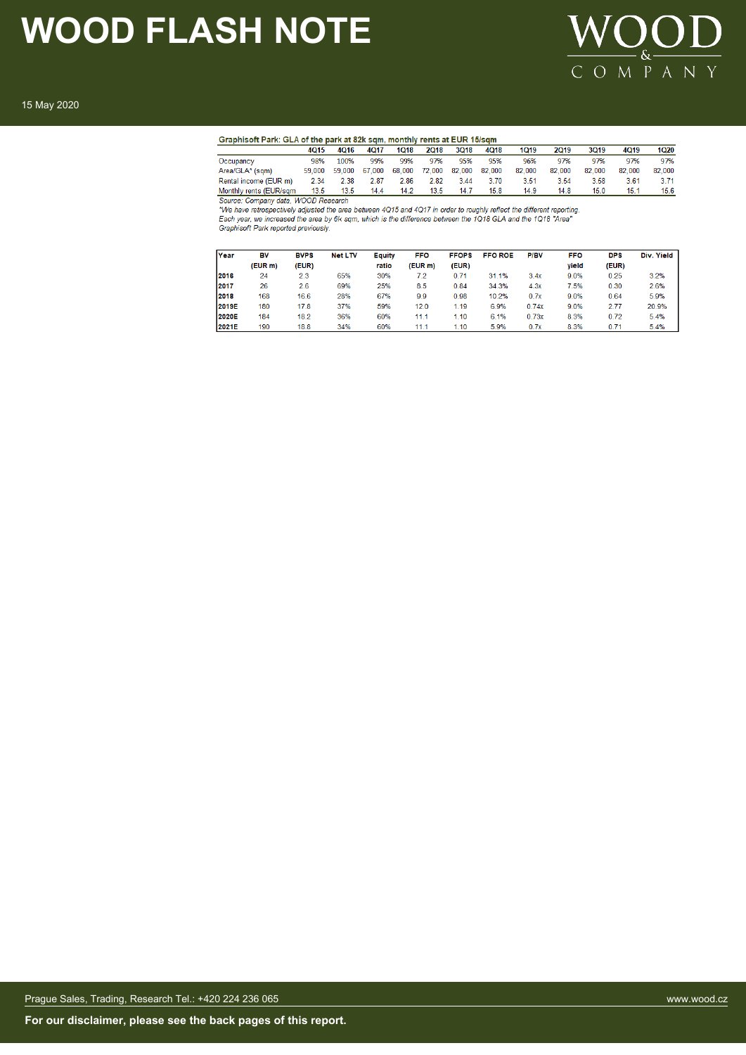**Graphisoft Park: GLA of the park at 82k sqm, monthly rents at EUR 15/sqm**

| | 4Q15 | 4Q16 | 4Q17 | 1Q18 | 2Q18 | 3Q18 | 4Q18 | 1Q19 | 2Q19 | 3Q19 | 4Q19 | 1Q20 |
|---|---|---|---|---|---|---|---|---|---|---|---|---|
| Occupancy | 98% | 100% | 99% | 99% | 97% | 95% | 95% | 96% | 97% | 97% | 97% | 97% |
| Area/GLA* (sqm) | 59,000 | 59,000 | 67,000 | 68,000 | 72,000 | 82,000 | 82,000 | 82,000 | 82,000 | 82,000 | 82,000 | 82,000 |
| Rental income (EUR m) | 2.34 | 2.38 | 2.87 | 2.86 | 2.82 | 3.44 | 3.70 | 3.51 | 3.54 | 3.58 | 3.61 | 3.71 |
| Monthly rents (EUR/sqm | 13.5 | 13.5 | 14.4 | 14.2 | 13.5 | 14.7 | 15.8 | 14.9 | 14.8 | 15.0 | 15.1 | 15.6 |

*Source: Company data, WOOD Research*

*\*We have retrospectively adjusted the area between 4Q15 and 4Q17 in order to roughly reflect the different reporting. Each year, we increased the area by 6k sqm, which is the difference between the 1Q18 GLA and the 1Q18 "Area" Graphisoft Park reported previously.*

| Year | BV (EUR m) | BVPS (EUR) | Net LTV | Equity ratio | FFO (EUR m) | FFOPS (EUR) | FFO ROE | P/BV | FFO yield | DPS (EUR) | Div. Yield |
|---|---|---|---|---|---|---|---|---|---|---|---|
| **2016** | 24 | 2.3 | 65% | 30% | 7.2 | 0.71 | 31.1% | 3.4x | 9.0% | 0.25 | 3.2% |
| **2017** | 26 | 2.6 | 69% | 25% | 8.5 | 0.84 | 34.3% | 4.3x | 7.5% | 0.30 | 2.6% |
| **2018** | 168 | 16.6 | 28% | 67% | 9.9 | 0.98 | 10.2% | 0.7x | 9.0% | 0.64 | 5.9% |
| **2019E** | 180 | 17.8 | 37% | 59% | 12.0 | 1.19 | 6.9% | 0.74x | 9.0% | 2.77 | 20.9% |
| **2020E** | 184 | 18.2 | 36% | 60% | 11.1 | 1.10 | 6.1% | 0.73x | 8.3% | 0.72 | 5.4% |
| **2021E** | 190 | 18.8 | 34% | 60% | 11.1 | 1.10 | 5.9% | 0.7x | 8.3% | 0.71 | 5.4% |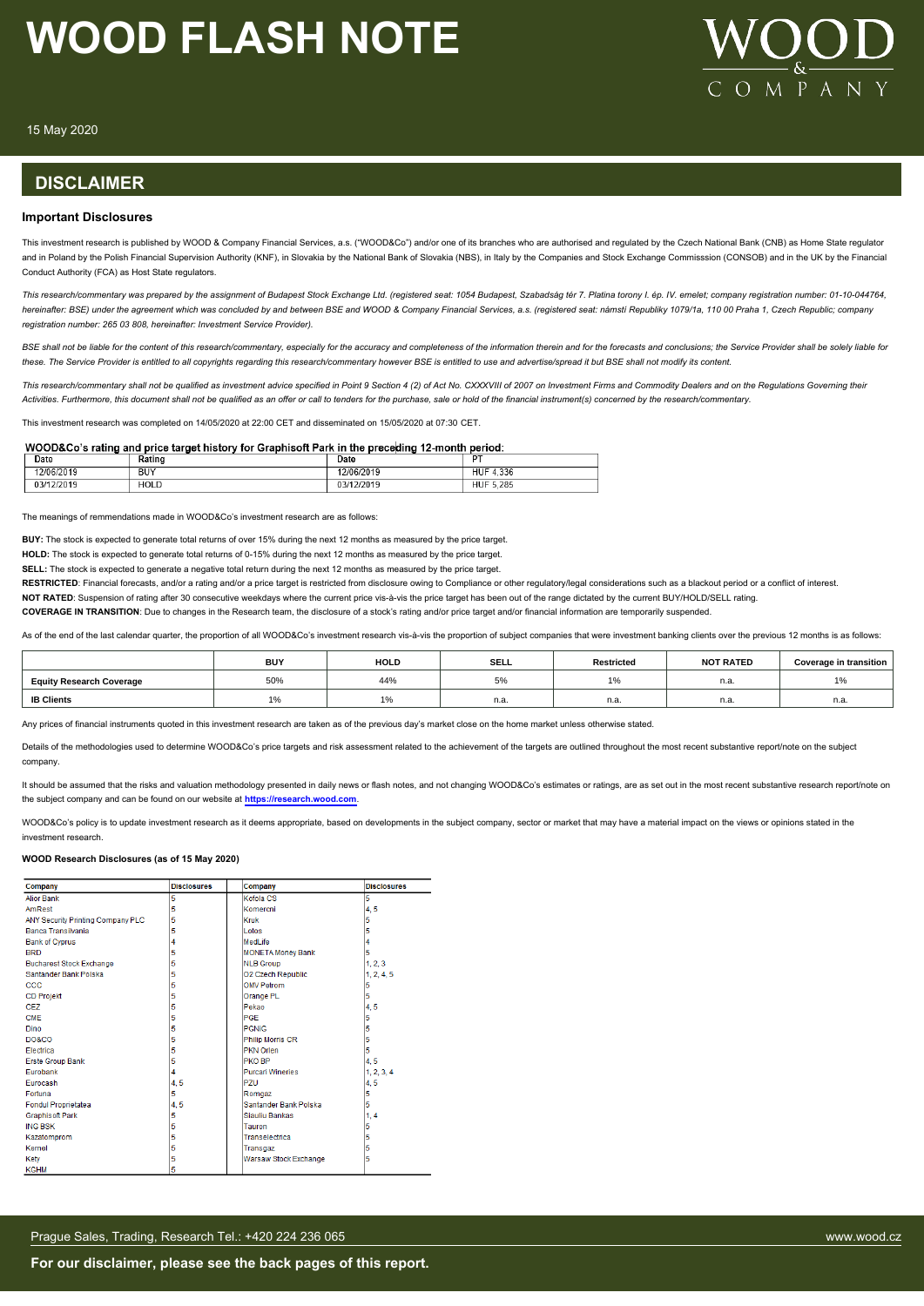# WOOD FLASH NOTE

15 May 2020

## DISCLAIMER

### Important Disclosures

This investment research is published by WOOD & Company Financial Services, a.s. ("WOOD&Co") and/or one of its branches who are authorised and regulated by the Czech National Bank (CNB) as Home State regulator and in Poland by the Polish Financial Supervision Authority (KNF), in Slovakia by the National Bank of Slovakia (NBS), in Italy by the Companies and Stock Exchange Commisssion (CONSOB) and in the UK by the Financial Conduct Authority (FCA) as Host State regulators.

*This research/commentary was prepared by the assignment of Budapest Stock Exchange Ltd. (registered seat: 1054 Budapest, Szabadság tér 7. Platina torony I. ép. IV. emelet; company registration number: 01-10-044764, hereinafter: BSE) under the agreement which was concluded by and between BSE and WOOD & Company Financial Services, a.s. (registered seat: námstí Republiky 1079/1a, 110 00 Praha 1, Czech Republic; company registration number: 265 03 808, hereinafter: Investment Service Provider).*

*BSE shall not be liable for the content of this research/commentary, especially for the accuracy and completeness of the information therein and for the forecasts and conclusions; the Service Provider shall be solely liable for these. The Service Provider is entitled to all copyrights regarding this research/commentary however BSE is entitled to use and advertise/spread it but BSE shall not modify its content.*

*This research/commentary shall not be qualified as investment advice specified in Point 9 Section 4 (2) of Act No. CXXXVIII of 2007 on Investment Firms and Commodity Dealers and on the Regulations Governing their Activities. Furthermore, this document shall not be qualified as an offer or call to tenders for the purchase, sale or hold of the financial instrument(s) concerned by the research/commentary.*

This investment research was completed on 14/05/2020 at 22:00 CET and disseminated on 15/05/2020 at 07:30 CET.

**WOOD&Co's rating and price target history for Graphisoft Park in the preceding 12-month period:**

| Date | Rating | Date | PT |
|---|---|---|---|
| 12/06/2019 | BUY | 12/06/2019 | HUF 4,336 |
| 03/12/2019 | HOLD | 03/12/2019 | HUF 5,285 |

The meanings of remmendations made in WOOD&Co's investment research are as follows:

**BUY:** The stock is expected to generate total returns of over 15% during the next 12 months as measured by the price target.

**HOLD:** The stock is expected to generate total returns of 0-15% during the next 12 months as measured by the price target.

**SELL:** The stock is expected to generate a negative total return during the next 12 months as measured by the price target.

**RESTRICTED**: Financial forecasts, and/or a rating and/or a price target is restricted from disclosure owing to Compliance or other regulatory/legal considerations such as a blackout period or a conflict of interest.

**NOT RATED**: Suspension of rating after 30 consecutive weekdays where the current price vis-à-vis the price target has been out of the range dictated by the current BUY/HOLD/SELL rating.

**COVERAGE IN TRANSITION**: Due to changes in the Research team, the disclosure of a stock's rating and/or price target and/or financial information are temporarily suspended.

As of the end of the last calendar quarter, the proportion of all WOOD&Co's investment research vis-à-vis the proportion of subject companies that were investment banking clients over the previous 12 months is as follows:

| | BUY | HOLD | SELL | Restricted | NOT RATED | Coverage in transition |
|---|---|---|---|---|---|---|
| **Equity Research Coverage** | 50% | 44% | 5% | 1% | n.a. | 1% |
| **IB Clients** | 1% | 1% | n.a. | n.a. | n.a. | n.a. |

Any prices of financial instruments quoted in this investment research are taken as of the previous day's market close on the home market unless otherwise stated.

Details of the methodologies used to determine WOOD&Co's price targets and risk assessment related to the achievement of the targets are outlined throughout the most recent substantive report/note on the subject company.

It should be assumed that the risks and valuation methodology presented in daily news or flash notes, and not changing WOOD&Co's estimates or ratings, are as set out in the most recent substantive research report/note on the subject company and can be found on our website at **https://research.wood.com**.

WOOD&Co's policy is to update investment research as it deems appropriate, based on developments in the subject company, sector or market that may have a material impact on the views or opinions stated in the investment research.

**WOOD Research Disclosures (as of 15 May 2020)**

| Company | Disclosures | Company | Disclosures |
|---|---|---|---|
| Alior Bank | 5 | Kofola CS | 5 |
| AmRest | 5 | Komercni | 4, 5 |
| ANY Security Printing Company PLC | 5 | Kruk | 5 |
| Banca Transilvania | 5 | Lotos | 5 |
| Bank of Cyprus | 4 | MedLife | 4 |
| BRD | 5 | MONETA Money Bank | 5 |
| Bucharest Stock Exchange | 5 | NLB Group | 1, 2, 3 |
| Santander Bank Polska | 5 | O2 Czech Republic | 1, 2, 4, 5 |
| CCC | 5 | OMV Petrom | 5 |
| CD Projekt | 5 | Orange PL | 5 |
| CEZ | 5 | Pekao | 4, 5 |
| CME | 5 | PGE | 5 |
| Dino | 5 | PGNiG | 5 |
| DO&CO | 5 | Philip Morris CR | 5 |
| Electrica | 5 | PKN Orlen | 5 |
| Erste Group Bank | 5 | PKO BP | 4, 5 |
| Eurobank | 4 | Purcari Wineries | 1, 2, 3, 4 |
| Eurocash | 4, 5 | PZU | 4, 5 |
| Fortuna | 5 | Romgaz | 5 |
| Fondul Proprietatea | 4, 5 | Santander Bank Polska | 5 |
| Graphisoft Park | 5 | Siauliu Bankas | 1, 4 |
| ING BSK | 5 | Tauron | 5 |
| Kazatomprom | 5 | Transelectrica | 5 |
| Kernel | 5 | Transgaz | 5 |
| Kety | 5 | Warsaw Stock Exchange | 5 |
| KGHM | 5 | | |

**For our disclaimer, please see the back pages of this report.**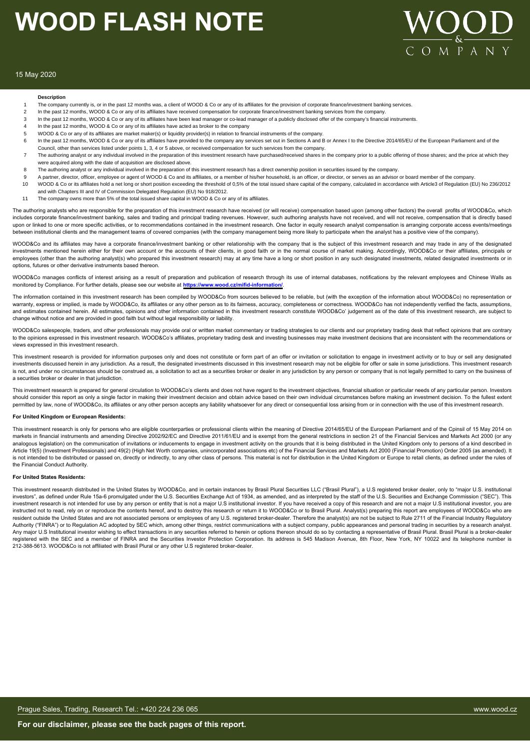**Description**

| | |
|---|---|
| 1 | The company currently is, or in the past 12 months was, a client of WOOD & Co or any of its affiliates for the provision of corporate finance/investment banking services. |
| 2 | In the past 12 months, WOOD & Co or any of its affiliates have received compensation for corporate finance/investment banking services from the company. |
| 3 | In the past 12 months, WOOD & Co or any of its affiliates have been lead manager or co-lead manager of a publicly disclosed offer of the company's financial instruments. |
| 4 | In the past 12 months, WOOD & Co or any of its affiliates have acted as broker to the company |
| 5 | WOOD & Co or any of its affiliates are market maker(s) or liquidity provider(s) in relation to financial instruments of the company. |
| 6 | In the past 12 months, WOOD & Co or any of its affiliates have provided to the company any services set out in Sections A and B or Annex I to the Directive 2014/65/EU of the European Parliament and of the Council, other than services listed under points 1, 3, 4 or 5 above, or received compensation for such services from the company. |
| 7 | The authoring analyst or any individual involved in the preparation of this investment research have purchased/received shares in the company prior to a public offering of those shares; and the price at which they were acquired along with the date of acquisition are disclosed above. |
| 8 | The authoring analyst or any individual involved in the preparation of this investment research has a direct ownership position in securities issued by the company. |
| 9 | A partner, director, officer, employee or agent of WOOD & Co and its affiliates, or a member of his/her household, is an officer, or director, or serves as an advisor or board member of the company. |
| 10 | WOOD & Co or its affiliates hold a net long or short position exceeding the threshold of 0,5% of the total issued share capital of the company, calculated in accordance with Article3 of Regulation (EU) No 236/2012 and with Chapters III and IV of Commission Delegated Regulation (EU) No 918/2012. |
| 11 | The company owns more than 5% of the total issued share capital in WOOD & Co or any of its affiliates. |

The authoring analysts who are responsible for the preparation of this investment research have received (or will receive) compensation based upon (among other factors) the overall profits of WOOD&Co, which includes corporate finance/investment banking, sales and trading and principal trading revenues. However, such authoring analysts have not received, and will not receive, compensation that is directly based upon or linked to one or more specific activities, or to recommendations contained in the investment research. One factor in equity research analyst compensation is arranging corporate access events/meetings between institutional clients and the management teams of covered companies (with the company management being more likely to participate when the analyst has a positive view of the company).

WOOD&Co and its affiliates may have a corporate finance/investment banking or other relationship with the company that is the subject of this investment research and may trade in any of the designated investments mentioned herein either for their own account or the accounts of their clients, in good faith or in the normal course of market making. Accordingly, WOOD&Co or their affiliates, principals or employees (other than the authoring analyst(s) who prepared this investment research) may at any time have a long or short position in any such designated investments, related designated investments or in options, futures or other derivative instruments based thereon.

WOOD&Co manages conflicts of interest arising as a result of preparation and publication of research through its use of internal databases, notifications by the relevant employees and Chinese Walls as monitored by Compliance. For further details, please see our website at **https://www.wood.cz/mifid-information/**.

The information contained in this investment research has been compiled by WOOD&Co from sources believed to be reliable, but (with the exception of the information about WOOD&Co) no representation or warranty, express or implied, is made by WOOD&Co, its affiliates or any other person as to its fairness, accuracy, completeness or correctness. WOOD&Co has not independently verified the facts, assumptions, and estimates contained herein. All estimates, opinions and other information contained in this investment research constitute WOOD&Co' judgement as of the date of this investment research, are subject to change without notice and are provided in good faith but without legal responsibility or liability.

WOOD&Co salespeople, traders, and other professionals may provide oral or written market commentary or trading strategies to our clients and our proprietary trading desk that reflect opinions that are contrary to the opinions expressed in this investment research. WOOD&Co's affiliates, proprietary trading desk and investing businesses may make investment decisions that are inconsistent with the recommendations or views expressed in this investment research.

This investment research is provided for information purposes only and does not constitute or form part of an offer or invitation or solicitation to engage in investment activity or to buy or sell any designated investments discussed herein in any jurisdiction. As a result, the designated investments discussed in this investment research may not be eligible for offer or sale in some jurisdictions. This investment research is not, and under no circumstances should be construed as, a solicitation to act as a securities broker or dealer in any jurisdiction by any person or company that is not legally permitted to carry on the business of a securities broker or dealer in that jurisdiction.

This investment research is prepared for general circulation to WOOD&Co's clients and does not have regard to the investment objectives, financial situation or particular needs of any particular person. Investors should consider this report as only a single factor in making their investment decision and obtain advice based on their own individual circumstances before making an investment decision. To the fullest extent permitted by law, none of WOOD&Co, its affiliates or any other person accepts any liability whatsoever for any direct or consequential loss arising from or in connection with the use of this investment research.

**For United Kingdom or European Residents:**

This investment research is only for persons who are eligible counterparties or professional clients within the meaning of Directive 2014/65/EU of the European Parliament and of the Cpinsil of 15 May 2014 on markets in financial instruments and amending Directive 2002/92/EC and Directive 2011/61/EU and is exempt from the general restrictions in section 21 of the Financial Services and Markets Act 2000 (or any analogous legislation) on the communication of invitations or inducements to engage in investment activity on the grounds that it is being distributed in the United Kingdom only to persons of a kind described in Article 19(5) (Investment Professionals) and 49(2) (High Net Worth companies, unincorporated associations etc) of the Financial Services and Markets Act 2000 (Financial Promotion) Order 2005 (as amended). It is not intended to be distributed or passed on, directly or indirectly, to any other class of persons. This material is not for distribution in the United Kingdom or Europe to retail clients, as defined under the rules of the Financial Conduct Authority.

**For United States Residents:**

This investment research distributed in the United States by WOOD&Co, and in certain instances by Brasil Plural Securities LLC ("Brasil Plural"), a U.S registered broker dealer, only to "major U.S. institutional investors", as defined under Rule 15a-6 promulgated under the U.S. Securities Exchange Act of 1934, as amended, and as interpreted by the staff of the U.S. Securities and Exchange Commission ("SEC"). This investment research is not intended for use by any person or entity that is not a major U.S institutional investor. If you have received a copy of this research and are not a major U.S institutional investor, you are instructed not to read, rely on or reproduce the contents hereof, and to destroy this research or return it to WOOD&Co or to Brasil Plural. Analyst(s) preparing this report are employees of WOOD&Co who are resident outside the United States and are not associated persons or employees of any U.S. registered broker-dealer. Therefore the analyst(s) are not be subject to Rule 2711 of the Financial Industry Regulatory Authority ("FINRA") or to Regulation AC adopted by SEC which, among other things, restrict communications with a subject company, public appearances and personal trading in securities by a research analyst. Any major U.S Institutional investor wishing to effect transactions in any securities referred to herein or options thereon should do so by contacting a representative of Brasil Plural. Brasil Plural is a broker-dealer registered with the SEC and a member of FINRA and the Securities Investor Protection Corporation. Its address is 545 Madison Avenue, 8th Floor, New York, NY 10022 and its telephone number is 212-388-5613. WOOD&Co is not affiliated with Brasil Plural or any other U.S registered broker-dealer.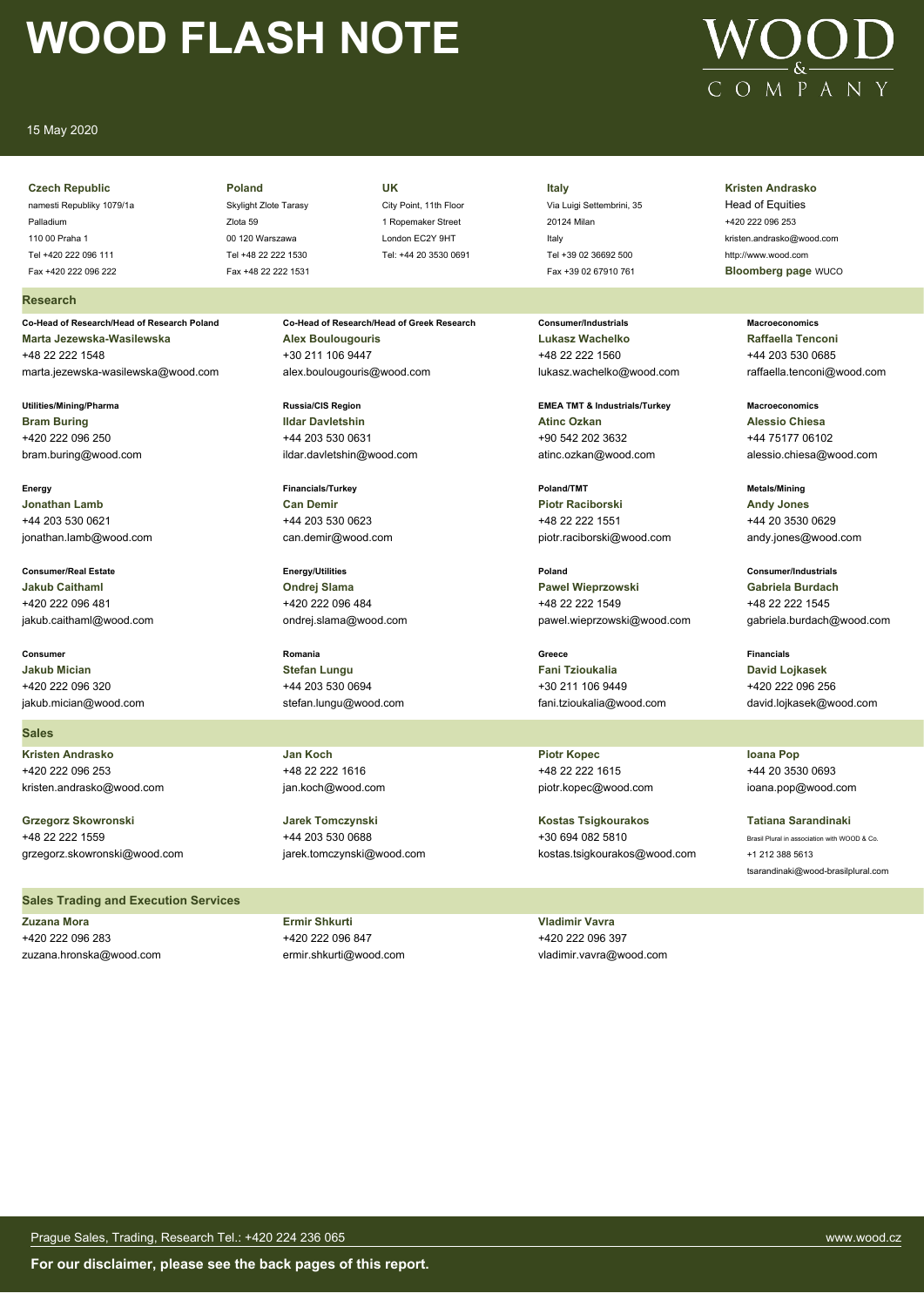# WOOD FLASH NOTE

WOOD & COMPANY

15 May 2020

**Czech Republic**
namesti Republiky 1079/1a
Palladium
110 00 Praha 1
Tel +420 222 096 111
Fax +420 222 096 222

**Poland**
Skylight Zlote Tarasy
Zlota 59
00 120 Warszawa
Tel +48 22 222 1530
Fax +48 22 222 1531

**UK**
City Point, 11th Floor
1 Ropemaker Street
London EC2Y 9HT
Tel: +44 20 3530 0691

**Italy**
Via Luigi Settembrini, 35
20124 Milan
Italy
Tel +39 02 36692 500
Fax +39 02 67910 761

**Kristen Andrasko**
Head of Equities
+420 222 096 253
kristen.andrasko@wood.com
http://www.wood.com
**Bloomberg page** WUCO

## Research

**Co-Head of Research/Head of Research Poland**
**Marta Jezewska-Wasilewska**
+48 22 222 1548
marta.jezewska-wasilewska@wood.com

**Co-Head of Research/Head of Greek Research**
**Alex Boulougouris**
+30 211 106 9447
alex.boulougouris@wood.com

**Consumer/Industrials**
**Lukasz Wachelko**
+48 22 222 1560
lukasz.wachelko@wood.com

**Macroeconomics**
**Raffaella Tenconi**
+44 203 530 0685
raffaella.tenconi@wood.com

**Utilities/Mining/Pharma**
**Bram Buring**
+420 222 096 250
bram.buring@wood.com

**Russia/CIS Region**
**Ildar Davletshin**
+44 203 530 0631
ildar.davletshin@wood.com

**EMEA TMT & Industrials/Turkey**
**Atinc Ozkan**
+90 542 202 3632
atinc.ozkan@wood.com

**Macroeconomics**
**Alessio Chiesa**
+44 75177 06102
alessio.chiesa@wood.com

**Energy**
**Jonathan Lamb**
+44 203 530 0621
jonathan.lamb@wood.com

**Financials/Turkey**
**Can Demir**
+44 203 530 0623
can.demir@wood.com

**Poland/TMT**
**Piotr Raciborski**
+48 22 222 1551
piotr.raciborski@wood.com

**Metals/Mining**
**Andy Jones**
+44 20 3530 0629
andy.jones@wood.com

**Consumer/Real Estate**
**Jakub Caithaml**
+420 222 096 481
jakub.caithaml@wood.com

**Energy/Utilities**
**Ondrej Slama**
+420 222 096 484
ondrej.slama@wood.com

**Poland**
**Pawel Wieprzowski**
+48 22 222 1549
pawel.wieprzowski@wood.com

**Consumer/Industrials**
**Gabriela Burdach**
+48 22 222 1545
gabriela.burdach@wood.com

**Consumer**
**Jakub Mician**
+420 222 096 320
jakub.mician@wood.com

**Romania**
**Stefan Lungu**
+44 203 530 0694
stefan.lungu@wood.com

**Greece**
**Fani Tzioukalia**
+30 211 106 9449
fani.tzioukalia@wood.com

**Financials**
**David Lojkasek**
+420 222 096 256
david.lojkasek@wood.com

## Sales

**Kristen Andrasko**
+420 222 096 253
kristen.andrasko@wood.com

**Jan Koch**
+48 22 222 1616
jan.koch@wood.com

**Piotr Kopec**
+48 22 222 1615
piotr.kopec@wood.com

**Ioana Pop**
+44 20 3530 0693
ioana.pop@wood.com

**Grzegorz Skowronski**
+48 22 222 1559
grzegorz.skowronski@wood.com

**Jarek Tomczynski**
+44 203 530 0688
jarek.tomczynski@wood.com

**Kostas Tsigkourakos**
+30 694 082 5810
kostas.tsigkourakos@wood.com

**Tatiana Sarandinaki**
Brasil Plural in association with WOOD & Co.
+1 212 388 5613
tsarandinaki@wood-brasilplural.com

## Sales Trading and Execution Services

**Zuzana Mora**
+420 222 096 283
zuzana.hronska@wood.com

**Ermir Shkurti**
+420 222 096 847
ermir.shkurti@wood.com

**Vladimir Vavra**
+420 222 096 397
vladimir.vavra@wood.com

Prague Sales, Trading, Research Tel.: +420 224 236 065 www.wood.cz

**For our disclaimer, please see the back pages of this report.**